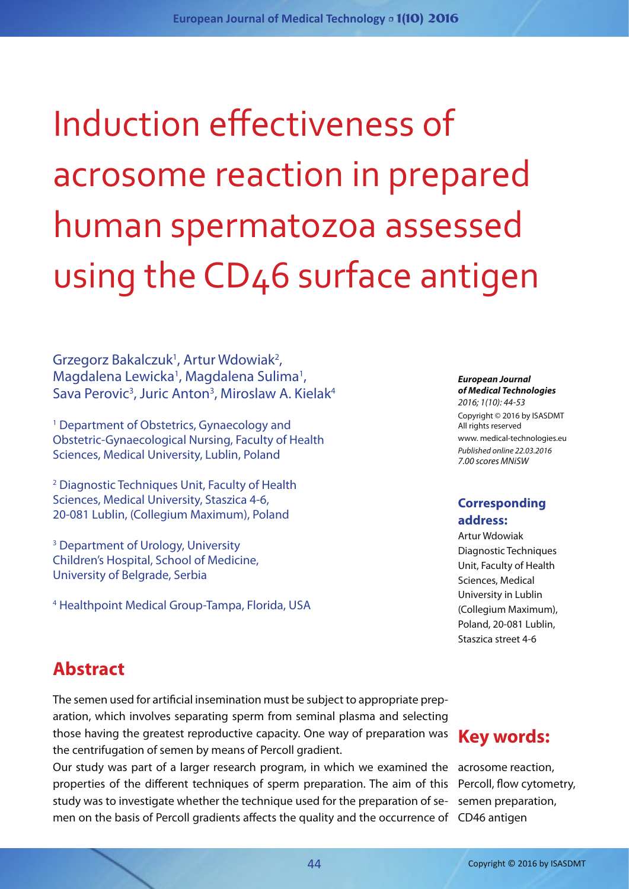# Induction effectiveness of acrosome reaction in prepared human spermatozoa assessed using the CD46 surface antigen

Grzegorz Bakalczuk[1], Artur Wdowiak[2], Magdalena Lewicka[1], Magdalena Sulima[1], Sava Perovic[3], Juric Anton[3], Miroslaw A. Kielak[4]

[1] Department of Obstetrics, Gynaecology and Obstetric-Gynaecological Nursing, Faculty of Health Sciences, Medical University, Lublin, Poland

[2] Diagnostic Techniques Unit, Faculty of Health Sciences, Medical University, Staszica 4-6, 20-081 Lublin, (Collegium Maximum), Poland

[3] Department of Urology, University Children's Hospital, School of Medicine, University of Belgrade, Serbia

[4] Healthpoint Medical Group-Tampa, Florida, USA

***European Journal of Medical Technologies***
*2016; 1(10): 44-53*
Copyright © 2016 by ISASDMT
All rights reserved
www. medical-technologies.eu
*Published online 22.03.2016*
*7.00 scores MNiSW*

**Corresponding address:**
Artur Wdowiak
Diagnostic Techniques Unit, Faculty of Health Sciences, Medical University in Lublin (Collegium Maximum), Poland, 20-081 Lublin, Staszica street 4-6

## Abstract

The semen used for artificial insemination must be subject to appropriate preparation, which involves separating sperm from seminal plasma and selecting those having the greatest reproductive capacity. One way of preparation was the centrifugation of semen by means of Percoll gradient.

Our study was part of a larger research program, in which we examined the properties of the different techniques of sperm preparation. The aim of this study was to investigate whether the technique used for the preparation of semen on the basis of Percoll gradients affects the quality and the occurrence of

## Key words:

acrosome reaction, Percoll, flow cytometry, semen preparation, CD46 antigen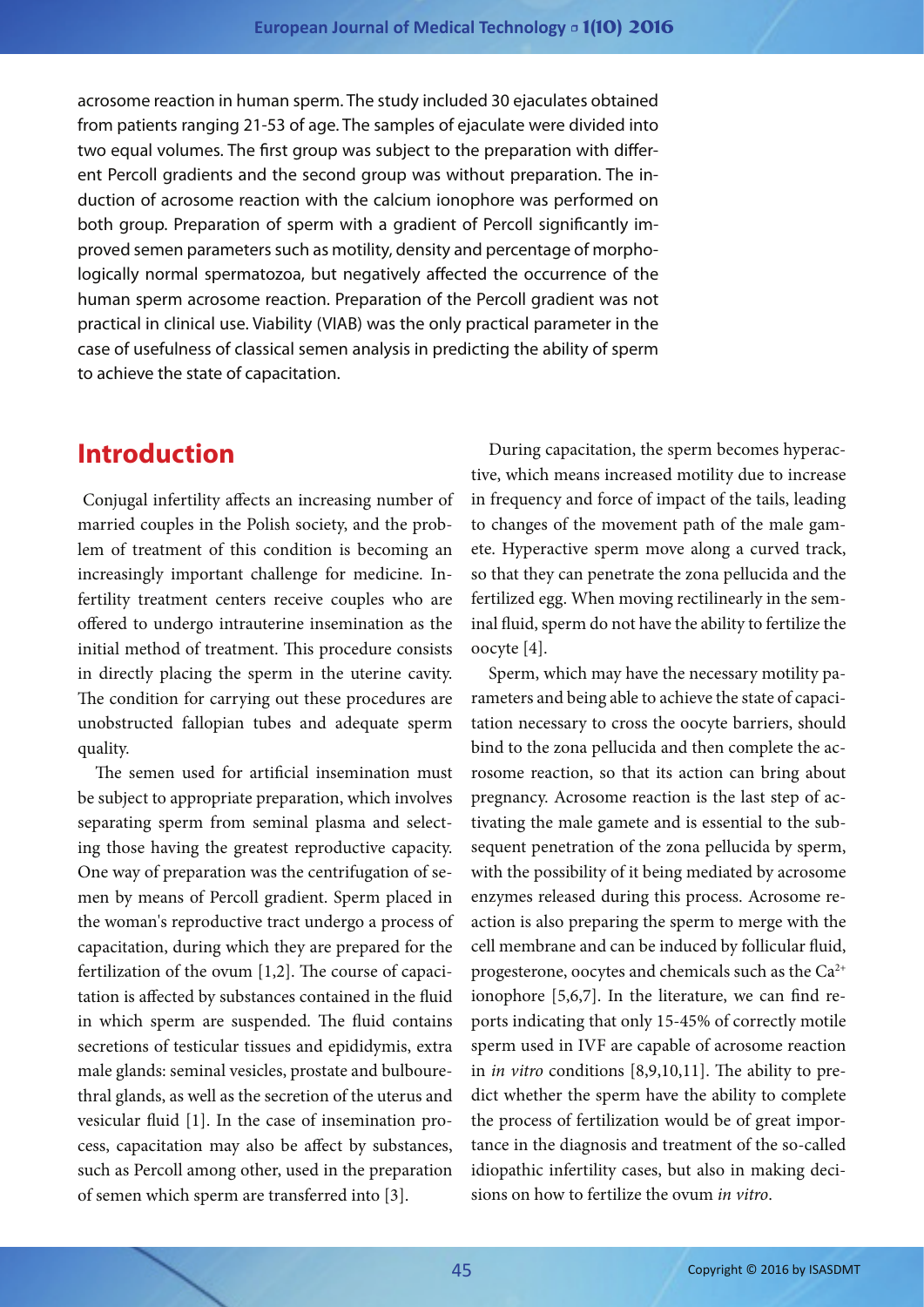acrosome reaction in human sperm. The study included 30 ejaculates obtained from patients ranging 21-53 of age. The samples of ejaculate were divided into two equal volumes. The first group was subject to the preparation with different Percoll gradients and the second group was without preparation. The induction of acrosome reaction with the calcium ionophore was performed on both group. Preparation of sperm with a gradient of Percoll significantly improved semen parameters such as motility, density and percentage of morphologically normal spermatozoa, but negatively affected the occurrence of the human sperm acrosome reaction. Preparation of the Percoll gradient was not practical in clinical use. Viability (VIAB) was the only practical parameter in the case of usefulness of classical semen analysis in predicting the ability of sperm to achieve the state of capacitation.

## Introduction

Conjugal infertility affects an increasing number of married couples in the Polish society, and the problem of treatment of this condition is becoming an increasingly important challenge for medicine. Infertility treatment centers receive couples who are offered to undergo intrauterine insemination as the initial method of treatment. This procedure consists in directly placing the sperm in the uterine cavity. The condition for carrying out these procedures are unobstructed fallopian tubes and adequate sperm quality.

The semen used for artificial insemination must be subject to appropriate preparation, which involves separating sperm from seminal plasma and selecting those having the greatest reproductive capacity. One way of preparation was the centrifugation of semen by means of Percoll gradient. Sperm placed in the woman's reproductive tract undergo a process of capacitation, during which they are prepared for the fertilization of the ovum [1,2]. The course of capacitation is affected by substances contained in the fluid in which sperm are suspended. The fluid contains secretions of testicular tissues and epididymis, extra male glands: seminal vesicles, prostate and bulbourethral glands, as well as the secretion of the uterus and vesicular fluid [1]. In the case of insemination process, capacitation may also be affect by substances, such as Percoll among other, used in the preparation of semen which sperm are transferred into [3].

During capacitation, the sperm becomes hyperactive, which means increased motility due to increase in frequency and force of impact of the tails, leading to changes of the movement path of the male gamete. Hyperactive sperm move along a curved track, so that they can penetrate the zona pellucida and the fertilized egg. When moving rectilinearly in the seminal fluid, sperm do not have the ability to fertilize the oocyte [4].

Sperm, which may have the necessary motility parameters and being able to achieve the state of capacitation necessary to cross the oocyte barriers, should bind to the zona pellucida and then complete the acrosome reaction, so that its action can bring about pregnancy. Acrosome reaction is the last step of activating the male gamete and is essential to the subsequent penetration of the zona pellucida by sperm, with the possibility of it being mediated by acrosome enzymes released during this process. Acrosome reaction is also preparing the sperm to merge with the cell membrane and can be induced by follicular fluid, progesterone, oocytes and chemicals such as the $Ca^{2+}$ ionophore [5,6,7]. In the literature, we can find reports indicating that only 15-45% of correctly motile sperm used in IVF are capable of acrosome reaction in *in vitro* conditions [8,9,10,11]. The ability to predict whether the sperm have the ability to complete the process of fertilization would be of great importance in the diagnosis and treatment of the so-called idiopathic infertility cases, but also in making decisions on how to fertilize the ovum *in vitro*.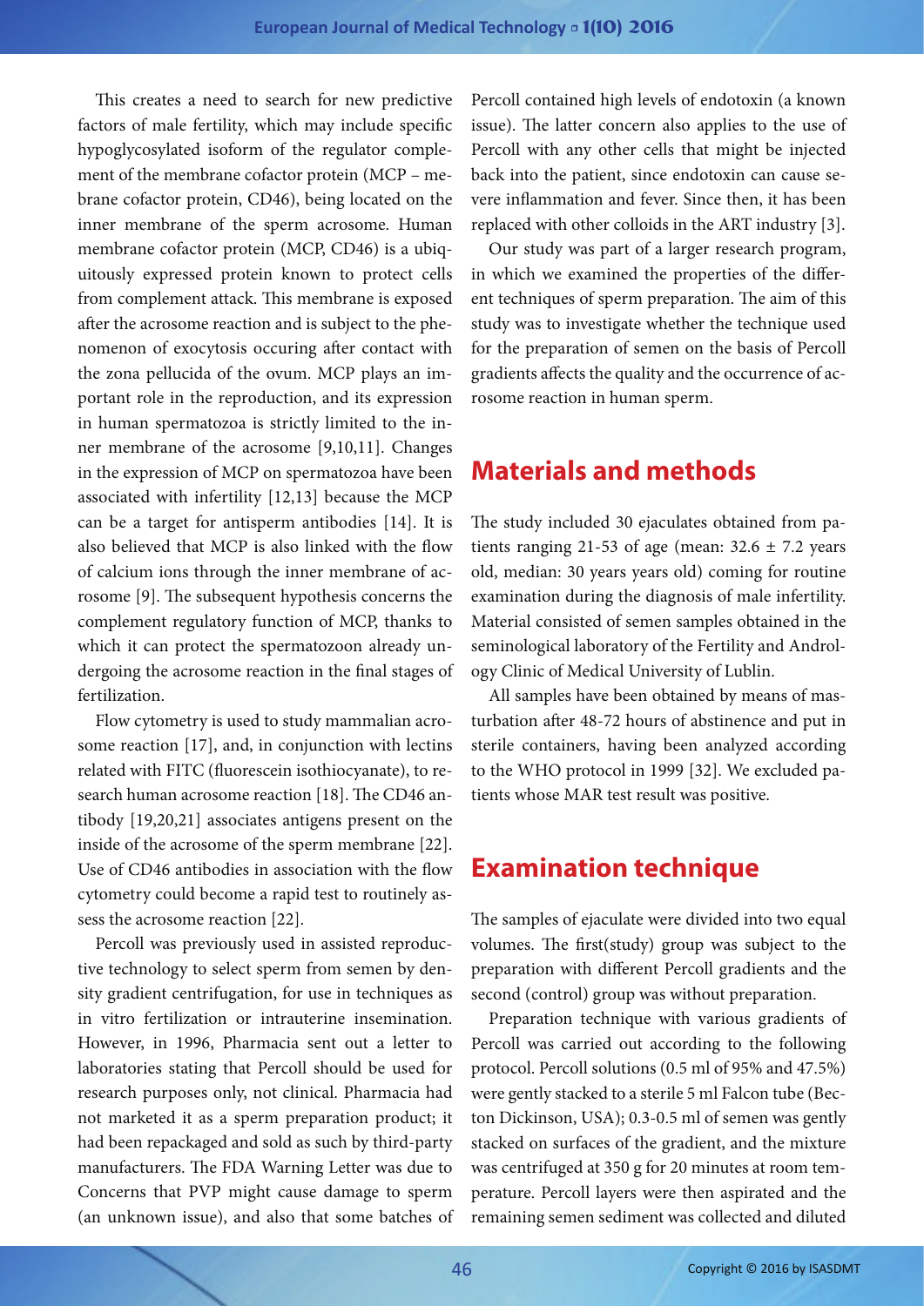This creates a need to search for new predictive factors of male fertility, which may include specific hypoglycosylated isoform of the regulator complement of the membrane cofactor protein (MCP – mebrane cofactor protein, CD46), being located on the inner membrane of the sperm acrosome. Human membrane cofactor protein (MCP, CD46) is a ubiquitously expressed protein known to protect cells from complement attack. This membrane is exposed after the acrosome reaction and is subject to the phenomenon of exocytosis occuring after contact with the zona pellucida of the ovum. MCP plays an important role in the reproduction, and its expression in human spermatozoa is strictly limited to the inner membrane of the acrosome [9,10,11]. Changes in the expression of MCP on spermatozoa have been associated with infertility [12,13] because the MCP can be a target for antisperm antibodies [14]. It is also believed that MCP is also linked with the flow of calcium ions through the inner membrane of acrosome [9]. The subsequent hypothesis concerns the complement regulatory function of MCP, thanks to which it can protect the spermatozoon already undergoing the acrosome reaction in the final stages of fertilization.

Flow cytometry is used to study mammalian acrosome reaction [17], and, in conjunction with lectins related with FITC (fluorescein isothiocyanate), to research human acrosome reaction [18]. The CD46 antibody [19,20,21] associates antigens present on the inside of the acrosome of the sperm membrane [22]. Use of CD46 antibodies in association with the flow cytometry could become a rapid test to routinely assess the acrosome reaction [22].

Percoll was previously used in assisted reproductive technology to select sperm from semen by density gradient centrifugation, for use in techniques as in vitro fertilization or intrauterine insemination. However, in 1996, Pharmacia sent out a letter to laboratories stating that Percoll should be used for research purposes only, not clinical. Pharmacia had not marketed it as a sperm preparation product; it had been repackaged and sold as such by third-party manufacturers. The FDA Warning Letter was due to Concerns that PVP might cause damage to sperm (an unknown issue), and also that some batches of Percoll contained high levels of endotoxin (a known issue). The latter concern also applies to the use of Percoll with any other cells that might be injected back into the patient, since endotoxin can cause severe inflammation and fever. Since then, it has been replaced with other colloids in the ART industry [3].

Our study was part of a larger research program, in which we examined the properties of the different techniques of sperm preparation. The aim of this study was to investigate whether the technique used for the preparation of semen on the basis of Percoll gradients affects the quality and the occurrence of acrosome reaction in human sperm.

## Materials and methods

The study included 30 ejaculates obtained from patients ranging 21-53 of age (mean: 32.6 ± 7.2 years old, median: 30 years years old) coming for routine examination during the diagnosis of male infertility. Material consisted of semen samples obtained in the seminological laboratory of the Fertility and Andrology Clinic of Medical University of Lublin.

All samples have been obtained by means of masturbation after 48-72 hours of abstinence and put in sterile containers, having been analyzed according to the WHO protocol in 1999 [32]. We excluded patients whose MAR test result was positive.

## Examination technique

The samples of ejaculate were divided into two equal volumes. The first(study) group was subject to the preparation with different Percoll gradients and the second (control) group was without preparation.

Preparation technique with various gradients of Percoll was carried out according to the following protocol. Percoll solutions (0.5 ml of 95% and 47.5%) were gently stacked to a sterile 5 ml Falcon tube (Becton Dickinson, USA); 0.3-0.5 ml of semen was gently stacked on surfaces of the gradient, and the mixture was centrifuged at 350 g for 20 minutes at room temperature. Percoll layers were then aspirated and the remaining semen sediment was collected and diluted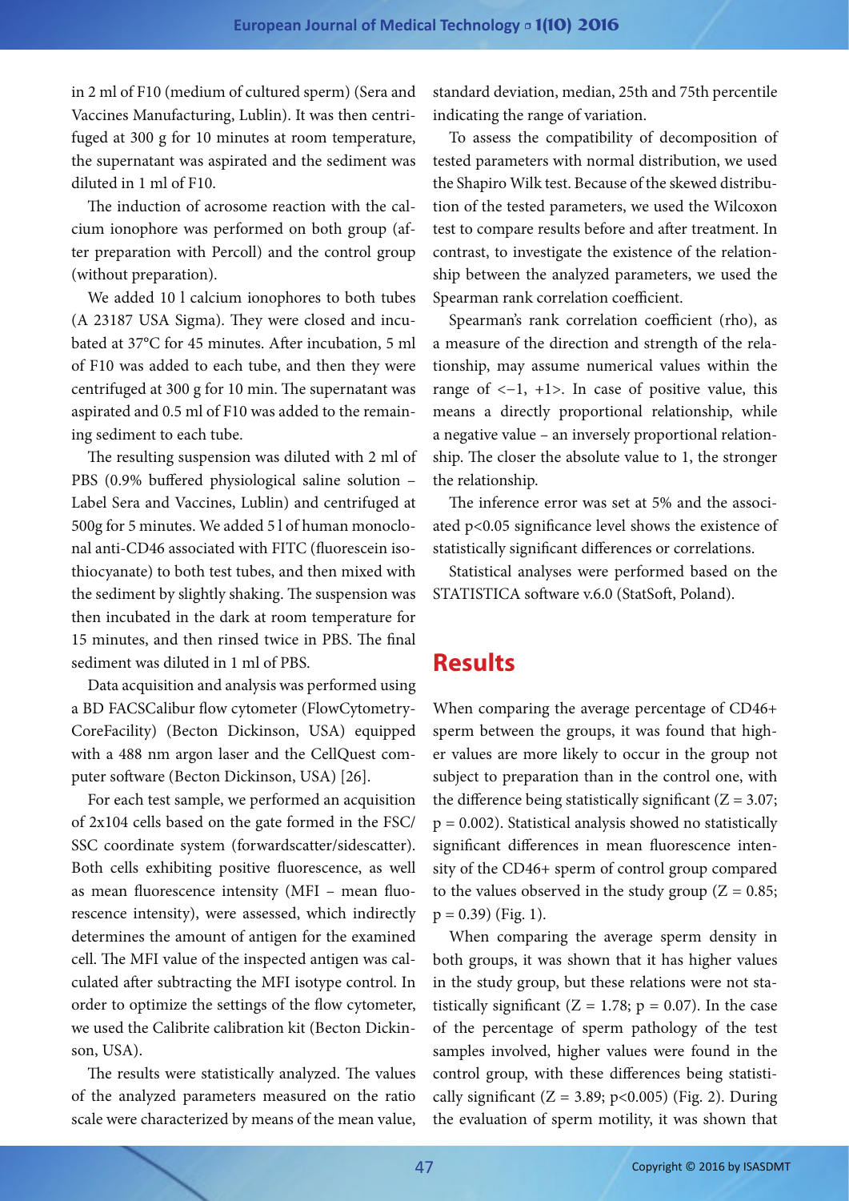in 2 ml of F10 (medium of cultured sperm) (Sera and Vaccines Manufacturing, Lublin). It was then centrifuged at 300 g for 10 minutes at room temperature, the supernatant was aspirated and the sediment was diluted in 1 ml of F10.

The induction of acrosome reaction with the calcium ionophore was performed on both group (after preparation with Percoll) and the control group (without preparation).

We added 10 l calcium ionophores to both tubes (A 23187 USA Sigma). They were closed and incubated at 37°C for 45 minutes. After incubation, 5 ml of F10 was added to each tube, and then they were centrifuged at 300 g for 10 min. The supernatant was aspirated and 0.5 ml of F10 was added to the remaining sediment to each tube.

The resulting suspension was diluted with 2 ml of PBS (0.9% buffered physiological saline solution – Label Sera and Vaccines, Lublin) and centrifuged at 500g for 5 minutes. We added 5 l of human monoclonal anti-CD46 associated with FITC (fluorescein isothiocyanate) to both test tubes, and then mixed with the sediment by slightly shaking. The suspension was then incubated in the dark at room temperature for 15 minutes, and then rinsed twice in PBS. The final sediment was diluted in 1 ml of PBS.

Data acquisition and analysis was performed using a BD FACSCalibur flow cytometer (FlowCytometry-CoreFacility) (Becton Dickinson, USA) equipped with a 488 nm argon laser and the CellQuest computer software (Becton Dickinson, USA) [26].

For each test sample, we performed an acquisition of 2x104 cells based on the gate formed in the FSC/SSC coordinate system (forwardscatter/sidescatter). Both cells exhibiting positive fluorescence, as well as mean fluorescence intensity (MFI – mean fluorescence intensity), were assessed, which indirectly determines the amount of antigen for the examined cell. The MFI value of the inspected antigen was calculated after subtracting the MFI isotype control. In order to optimize the settings of the flow cytometer, we used the Calibrite calibration kit (Becton Dickinson, USA).

The results were statistically analyzed. The values of the analyzed parameters measured on the ratio scale were characterized by means of the mean value, standard deviation, median, 25th and 75th percentile indicating the range of variation.

To assess the compatibility of decomposition of tested parameters with normal distribution, we used the Shapiro Wilk test. Because of the skewed distribution of the tested parameters, we used the Wilcoxon test to compare results before and after treatment. In contrast, to investigate the existence of the relationship between the analyzed parameters, we used the Spearman rank correlation coefficient.

Spearman's rank correlation coefficient (rho), as a measure of the direction and strength of the relationship, may assume numerical values within the range of $<-1, +1>$. In case of positive value, this means a directly proportional relationship, while a negative value – an inversely proportional relationship. The closer the absolute value to 1, the stronger the relationship.

The inference error was set at 5% and the associated $p<0.05$ significance level shows the existence of statistically significant differences or correlations.

Statistical analyses were performed based on the STATISTICA software v.6.0 (StatSoft, Poland).

## Results

When comparing the average percentage of CD46+ sperm between the groups, it was found that higher values are more likely to occur in the group not subject to preparation than in the control one, with the difference being statistically significant ($Z = 3.07$; $p = 0.002$). Statistical analysis showed no statistically significant differences in mean fluorescence intensity of the CD46+ sperm of control group compared to the values observed in the study group ($Z = 0.85$; $p = 0.39$) (Fig. 1).

When comparing the average sperm density in both groups, it was shown that it has higher values in the study group, but these relations were not statistically significant ($Z = 1.78$; $p = 0.07$). In the case of the percentage of sperm pathology of the test samples involved, higher values were found in the control group, with these differences being statistically significant ($Z = 3.89$; $p<0.005$) (Fig. 2). During the evaluation of sperm motility, it was shown that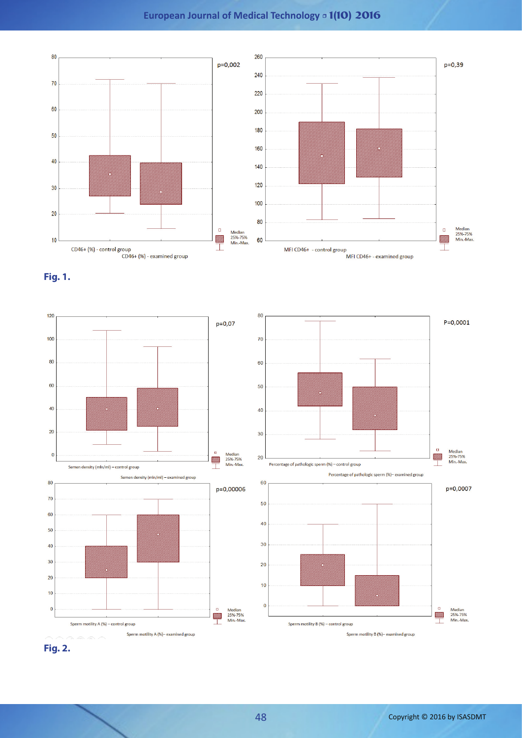Fig. 1.

Fig. 2.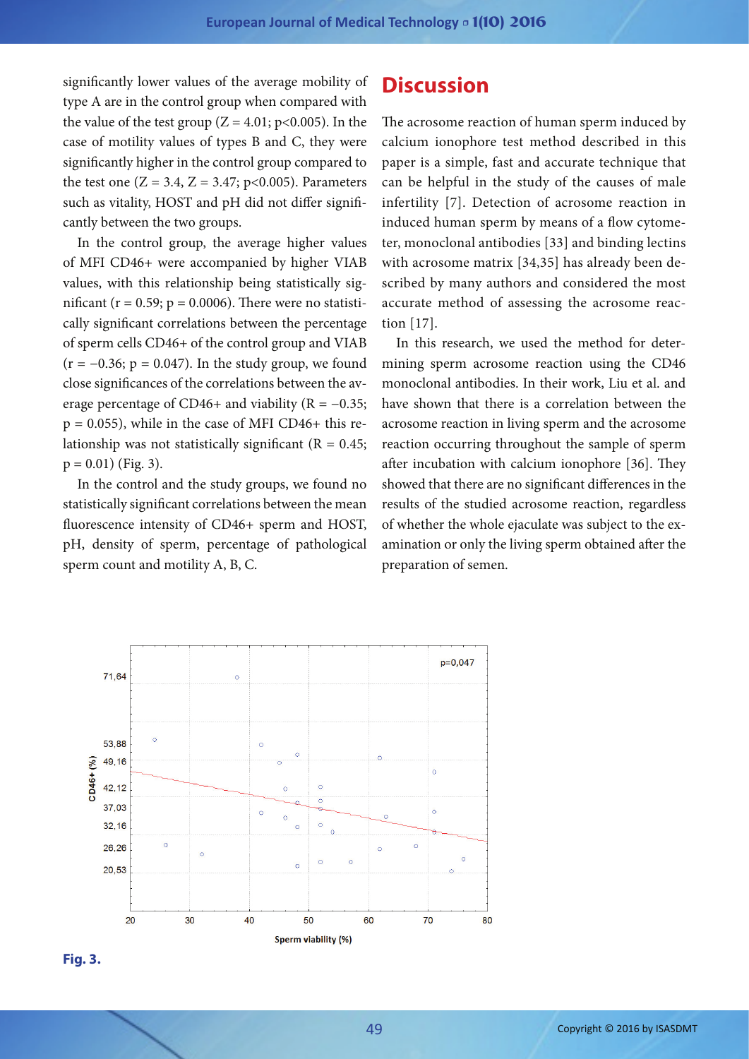significantly lower values of the average mobility of type A are in the control group when compared with the value of the test group ($Z = 4.01$; $p<0.005$). In the case of motility values of types B and C, they were significantly higher in the control group compared to the test one ($Z = 3.4$, $Z = 3.47$; $p<0.005$). Parameters such as vitality, HOST and pH did not differ significantly between the two groups.

In the control group, the average higher values of MFI CD46+ were accompanied by higher VIAB values, with this relationship being statistically significant ($r = 0.59$; $p = 0.0006$). There were no statistically significant correlations between the percentage of sperm cells CD46+ of the control group and VIAB ($r = -0.36$; $p = 0.047$). In the study group, we found close significances of the correlations between the average percentage of CD46+ and viability ($R = -0.35$; $p = 0.055$), while in the case of MFI CD46+ this relationship was not statistically significant ($R = 0.45$; $p = 0.01$) (Fig. 3).

In the control and the study groups, we found no statistically significant correlations between the mean fluorescence intensity of CD46+ sperm and HOST, pH, density of sperm, percentage of pathological sperm count and motility A, B, C.

## Discussion

The acrosome reaction of human sperm induced by calcium ionophore test method described in this paper is a simple, fast and accurate technique that can be helpful in the study of the causes of male infertility [7]. Detection of acrosome reaction in induced human sperm by means of a flow cytometer, monoclonal antibodies [33] and binding lectins with acrosome matrix [34,35] has already been described by many authors and considered the most accurate method of assessing the acrosome reaction [17].

In this research, we used the method for determining sperm acrosome reaction using the CD46 monoclonal antibodies. In their work, Liu et al. and have shown that there is a correlation between the acrosome reaction in living sperm and the acrosome reaction occurring throughout the sample of sperm after incubation with calcium ionophore [36]. They showed that there are no significant differences in the results of the studied acrosome reaction, regardless of whether the whole ejaculate was subject to the examination or only the living sperm obtained after the preparation of semen.

**Fig. 3.**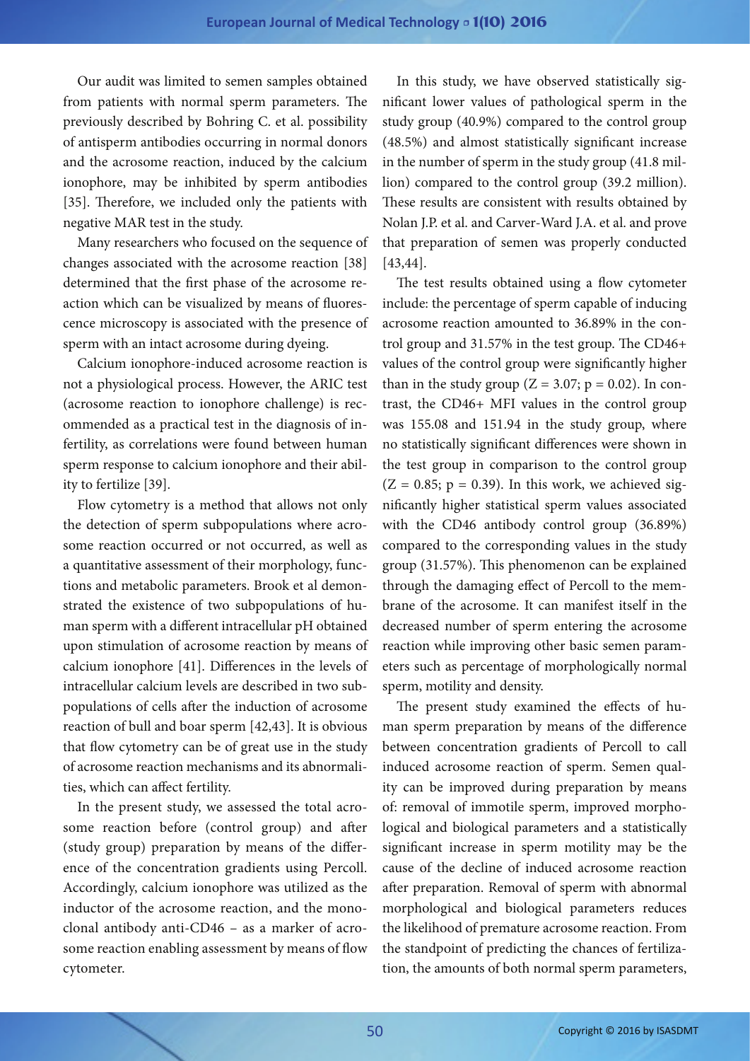Our audit was limited to semen samples obtained from patients with normal sperm parameters. The previously described by Bohring C. et al. possibility of antisperm antibodies occurring in normal donors and the acrosome reaction, induced by the calcium ionophore, may be inhibited by sperm antibodies [35]. Therefore, we included only the patients with negative MAR test in the study.

Many researchers who focused on the sequence of changes associated with the acrosome reaction [38] determined that the first phase of the acrosome reaction which can be visualized by means of fluorescence microscopy is associated with the presence of sperm with an intact acrosome during dyeing.

Calcium ionophore-induced acrosome reaction is not a physiological process. However, the ARIC test (acrosome reaction to ionophore challenge) is recommended as a practical test in the diagnosis of infertility, as correlations were found between human sperm response to calcium ionophore and their ability to fertilize [39].

Flow cytometry is a method that allows not only the detection of sperm subpopulations where acrosome reaction occurred or not occurred, as well as a quantitative assessment of their morphology, functions and metabolic parameters. Brook et al demonstrated the existence of two subpopulations of human sperm with a different intracellular pH obtained upon stimulation of acrosome reaction by means of calcium ionophore [41]. Differences in the levels of intracellular calcium levels are described in two subpopulations of cells after the induction of acrosome reaction of bull and boar sperm [42,43]. It is obvious that flow cytometry can be of great use in the study of acrosome reaction mechanisms and its abnormalities, which can affect fertility.

In the present study, we assessed the total acrosome reaction before (control group) and after (study group) preparation by means of the difference of the concentration gradients using Percoll. Accordingly, calcium ionophore was utilized as the inductor of the acrosome reaction, and the monoclonal antibody anti-CD46 – as a marker of acrosome reaction enabling assessment by means of flow cytometer.

In this study, we have observed statistically significant lower values of pathological sperm in the study group (40.9%) compared to the control group (48.5%) and almost statistically significant increase in the number of sperm in the study group (41.8 million) compared to the control group (39.2 million). These results are consistent with results obtained by Nolan J.P. et al. and Carver-Ward J.A. et al. and prove that preparation of semen was properly conducted [43,44].

The test results obtained using a flow cytometer include: the percentage of sperm capable of inducing acrosome reaction amounted to 36.89% in the control group and 31.57% in the test group. The CD46+ values of the control group were significantly higher than in the study group ($Z = 3.07$; $p = 0.02$). In contrast, the CD46+ MFI values in the control group was 155.08 and 151.94 in the study group, where no statistically significant differences were shown in the test group in comparison to the control group ($Z = 0.85$; $p = 0.39$). In this work, we achieved significantly higher statistical sperm values associated with the CD46 antibody control group (36.89%) compared to the corresponding values in the study group (31.57%). This phenomenon can be explained through the damaging effect of Percoll to the membrane of the acrosome. It can manifest itself in the decreased number of sperm entering the acrosome reaction while improving other basic semen parameters such as percentage of morphologically normal sperm, motility and density.

The present study examined the effects of human sperm preparation by means of the difference between concentration gradients of Percoll to call induced acrosome reaction of sperm. Semen quality can be improved during preparation by means of: removal of immotile sperm, improved morphological and biological parameters and a statistically significant increase in sperm motility may be the cause of the decline of induced acrosome reaction after preparation. Removal of sperm with abnormal morphological and biological parameters reduces the likelihood of premature acrosome reaction. From the standpoint of predicting the chances of fertilization, the amounts of both normal sperm parameters,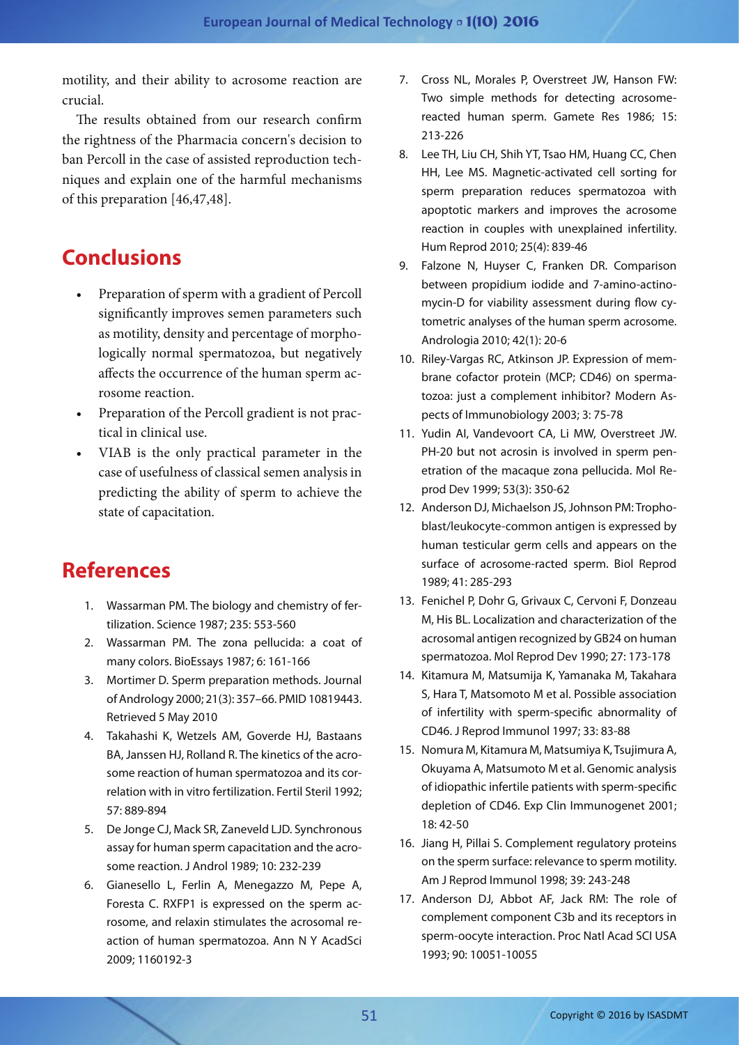motility, and their ability to acrosome reaction are crucial.

The results obtained from our research confirm the rightness of the Pharmacia concern's decision to ban Percoll in the case of assisted reproduction techniques and explain one of the harmful mechanisms of this preparation [46,47,48].

## Conclusions

- Preparation of sperm with a gradient of Percoll significantly improves semen parameters such as motility, density and percentage of morphologically normal spermatozoa, but negatively affects the occurrence of the human sperm acrosome reaction.
- Preparation of the Percoll gradient is not practical in clinical use.
- VIAB is the only practical parameter in the case of usefulness of classical semen analysis in predicting the ability of sperm to achieve the state of capacitation.

## References

1. Wassarman PM. The biology and chemistry of fertilization. Science 1987; 235: 553-560
2. Wassarman PM. The zona pellucida: a coat of many colors. BioEssays 1987; 6: 161-166
3. Mortimer D. Sperm preparation methods. Journal of Andrology 2000; 21(3): 357–66. PMID 10819443. Retrieved 5 May 2010
4. Takahashi K, Wetzels AM, Goverde HJ, Bastaans BA, Janssen HJ, Rolland R. The kinetics of the acrosome reaction of human spermatozoa and its correlation with in vitro fertilization. Fertil Steril 1992; 57: 889-894
5. De Jonge CJ, Mack SR, Zaneveld LJD. Synchronous assay for human sperm capacitation and the acrosome reaction. J Androl 1989; 10: 232-239
6. Gianesello L, Ferlin A, Menegazzo M, Pepe A, Foresta C. RXFP1 is expressed on the sperm acrosome, and relaxin stimulates the acrosomal reaction of human spermatozoa. Ann N Y AcadSci 2009; 1160192-3
7. Cross NL, Morales P, Overstreet JW, Hanson FW: Two simple methods for detecting acrosome-reacted human sperm. Gamete Res 1986; 15: 213-226
8. Lee TH, Liu CH, Shih YT, Tsao HM, Huang CC, Chen HH, Lee MS. Magnetic-activated cell sorting for sperm preparation reduces spermatozoa with apoptotic markers and improves the acrosome reaction in couples with unexplained infertility. Hum Reprod 2010; 25(4): 839-46
9. Falzone N, Huyser C, Franken DR. Comparison between propidium iodide and 7-amino-actinomycin-D for viability assessment during flow cytometric analyses of the human sperm acrosome. Andrologia 2010; 42(1): 20-6
10. Riley-Vargas RC, Atkinson JP. Expression of membrane cofactor protein (MCP; CD46) on spermatozoa: just a complement inhibitor? Modern Aspects of Immunobiology 2003; 3: 75-78
11. Yudin AI, Vandevoort CA, Li MW, Overstreet JW. PH-20 but not acrosin is involved in sperm penetration of the macaque zona pellucida. Mol Reprod Dev 1999; 53(3): 350-62
12. Anderson DJ, Michaelson JS, Johnson PM: Trophoblast/leukocyte-common antigen is expressed by human testicular germ cells and appears on the surface of acrosome-racted sperm. Biol Reprod 1989; 41: 285-293
13. Fenichel P, Dohr G, Grivaux C, Cervoni F, Donzeau M, His BL. Localization and characterization of the acrosomal antigen recognized by GB24 on human spermatozoa. Mol Reprod Dev 1990; 27: 173-178
14. Kitamura M, Matsumija K, Yamanaka M, Takahara S, Hara T, Matsomoto M et al. Possible association of infertility with sperm-specific abnormality of CD46. J Reprod Immunol 1997; 33: 83-88
15. Nomura M, Kitamura M, Matsumiya K, Tsujimura A, Okuyama A, Matsumoto M et al. Genomic analysis of idiopathic infertile patients with sperm-specific depletion of CD46. Exp Clin Immunogenet 2001; 18: 42-50
16. Jiang H, Pillai S. Complement regulatory proteins on the sperm surface: relevance to sperm motility. Am J Reprod Immunol 1998; 39: 243-248
17. Anderson DJ, Abbot AF, Jack RM: The role of complement component C3b and its receptors in sperm-oocyte interaction. Proc Natl Acad SCI USA 1993; 90: 10051-10055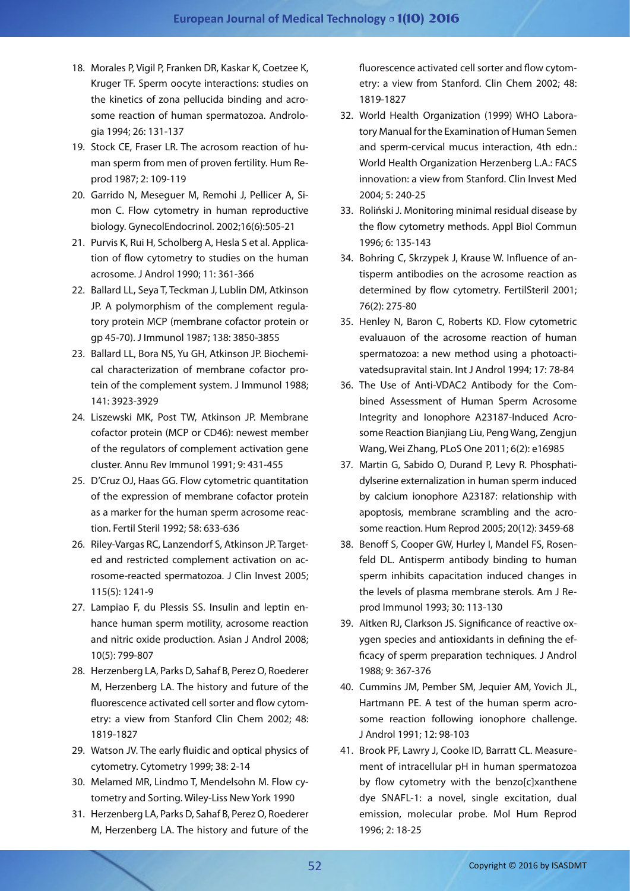18. Morales P, Vigil P, Franken DR, Kaskar K, Coetzee K, Kruger TF. Sperm oocyte interactions: studies on the kinetics of zona pellucida binding and acrosome reaction of human spermatozoa. Andrologia 1994; 26: 131-137
19. Stock CE, Fraser LR. The acrosom reaction of human sperm from men of proven fertility. Hum Reprod 1987; 2: 109-119
20. Garrido N, Meseguer M, Remohi J, Pellicer A, Simon C. Flow cytometry in human reproductive biology. GynecolEndocrinol. 2002;16(6):505-21
21. Purvis K, Rui H, Scholberg A, Hesla S et al. Application of flow cytometry to studies on the human acrosome. J Androl 1990; 11: 361-366
22. Ballard LL, Seya T, Teckman J, Lublin DM, Atkinson JP. A polymorphism of the complement regulatory protein MCP (membrane cofactor protein or gp 45-70). J Immunol 1987; 138: 3850-3855
23. Ballard LL, Bora NS, Yu GH, Atkinson JP. Biochemical characterization of membrane cofactor protein of the complement system. J Immunol 1988; 141: 3923-3929
24. Liszewski MK, Post TW, Atkinson JP. Membrane cofactor protein (MCP or CD46): newest member of the regulators of complement activation gene cluster. Annu Rev Immunol 1991; 9: 431-455
25. D'Cruz OJ, Haas GG. Flow cytometric quantitation of the expression of membrane cofactor protein as a marker for the human sperm acrosome reaction. Fertil Steril 1992; 58: 633-636
26. Riley-Vargas RC, Lanzendorf S, Atkinson JP. Targeted and restricted complement activation on acrosome-reacted spermatozoa. J Clin Invest 2005; 115(5): 1241-9
27. Lampiao F, du Plessis SS. Insulin and leptin enhance human sperm motility, acrosome reaction and nitric oxide production. Asian J Androl 2008; 10(5): 799-807
28. Herzenberg LA, Parks D, Sahaf B, Perez O, Roederer M, Herzenberg LA. The history and future of the fluorescence activated cell sorter and flow cytometry: a view from Stanford Clin Chem 2002; 48: 1819-1827
29. Watson JV. The early fluidic and optical physics of cytometry. Cytometry 1999; 38: 2-14
30. Melamed MR, Lindmo T, Mendelsohn M. Flow cytometry and Sorting. Wiley-Liss New York 1990
31. Herzenberg LA, Parks D, Sahaf B, Perez O, Roederer M, Herzenberg LA. The history and future of the fluorescence activated cell sorter and flow cytometry: a view from Stanford. Clin Chem 2002; 48: 1819-1827
32. World Health Organization (1999) WHO Laboratory Manual for the Examination of Human Semen and sperm-cervical mucus interaction, 4th edn.: World Health Organization Herzenberg L.A.: FACS innovation: a view from Stanford. Clin Invest Med 2004; 5: 240-25
33. Roliński J. Monitoring minimal residual disease by the flow cytometry methods. Appl Biol Commun 1996; 6: 135-143
34. Bohring C, Skrzypek J, Krause W. Influence of antisperm antibodies on the acrosome reaction as determined by flow cytometry. FertilSteril 2001; 76(2): 275-80
35. Henley N, Baron C, Roberts KD. Flow cytometric evaluauon of the acrosome reaction of human spermatozoa: a new method using a photoactivatedsupravital stain. Int J Androl 1994; 17: 78-84
36. The Use of Anti-VDAC2 Antibody for the Combined Assessment of Human Sperm Acrosome Integrity and Ionophore A23187-Induced Acrosome Reaction Bianjiang Liu, Peng Wang, Zengjun Wang, Wei Zhang, PLoS One 2011; 6(2): e16985
37. Martin G, Sabido O, Durand P, Levy R. Phosphatidylserine externalization in human sperm induced by calcium ionophore A23187: relationship with apoptosis, membrane scrambling and the acrosome reaction. Hum Reprod 2005; 20(12): 3459-68
38. Benoff S, Cooper GW, Hurley I, Mandel FS, Rosenfeld DL. Antisperm antibody binding to human sperm inhibits capacitation induced changes in the levels of plasma membrane sterols. Am J Reprod Immunol 1993; 30: 113-130
39. Aitken RJ, Clarkson JS. Significance of reactive oxygen species and antioxidants in defining the efficacy of sperm preparation techniques. J Androl 1988; 9: 367-376
40. Cummins JM, Pember SM, Jequier AM, Yovich JL, Hartmann PE. A test of the human sperm acrosome reaction following ionophore challenge. J Androl 1991; 12: 98-103
41. Brook PF, Lawry J, Cooke ID, Barratt CL. Measurement of intracellular pH in human spermatozoa by flow cytometry with the benzo[c]xanthene dye SNAFL-1: a novel, single excitation, dual emission, molecular probe. Mol Hum Reprod 1996; 2: 18-25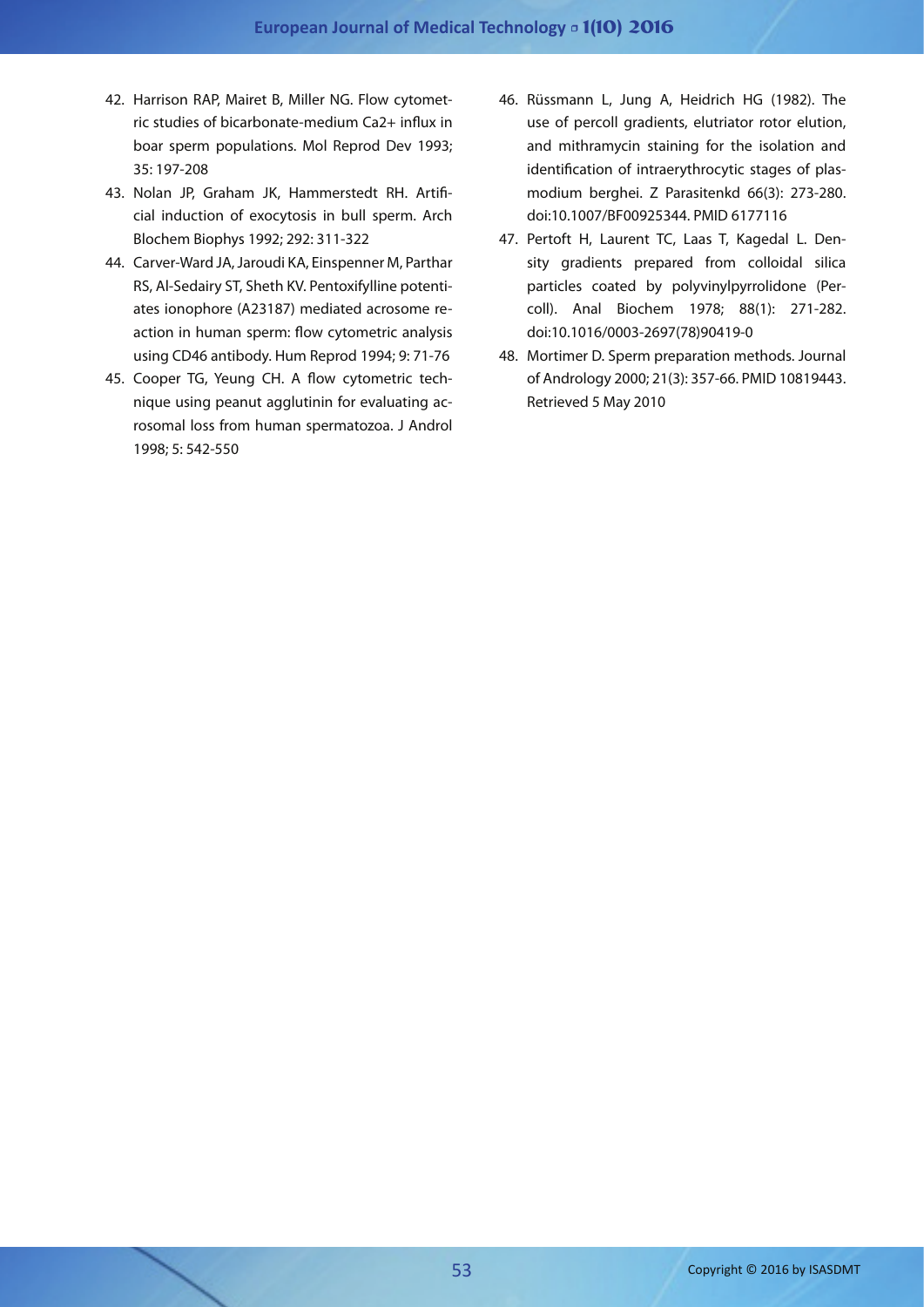42. Harrison RAP, Mairet B, Miller NG. Flow cytometric studies of bicarbonate-medium Ca2+ influx in boar sperm populations. Mol Reprod Dev 1993; 35: 197-208
43. Nolan JP, Graham JK, Hammerstedt RH. Artificial induction of exocytosis in bull sperm. Arch Blochem Biophys 1992; 292: 311-322
44. Carver-Ward JA, Jaroudi KA, Einspenner M, Parthar RS, Al-Sedairy ST, Sheth KV. Pentoxifylline potentiates ionophore (A23187) mediated acrosome reaction in human sperm: flow cytometric analysis using CD46 antibody. Hum Reprod 1994; 9: 71-76
45. Cooper TG, Yeung CH. A flow cytometric technique using peanut agglutinin for evaluating acrosomal loss from human spermatozoa. J Androl 1998; 5: 542-550
46. Rüssmann L, Jung A, Heidrich HG (1982). The use of percoll gradients, elutriator rotor elution, and mithramycin staining for the isolation and identification of intraerythrocytic stages of plasmodium berghei. Z Parasitenkd 66(3): 273-280. doi:10.1007/BF00925344. PMID 6177116
47. Pertoft H, Laurent TC, Laas T, Kagedal L. Density gradients prepared from colloidal silica particles coated by polyvinylpyrrolidone (Percoll). Anal Biochem 1978; 88(1): 271-282. doi:10.1016/0003-2697(78)90419-0
48. Mortimer D. Sperm preparation methods. Journal of Andrology 2000; 21(3): 357-66. PMID 10819443. Retrieved 5 May 2010